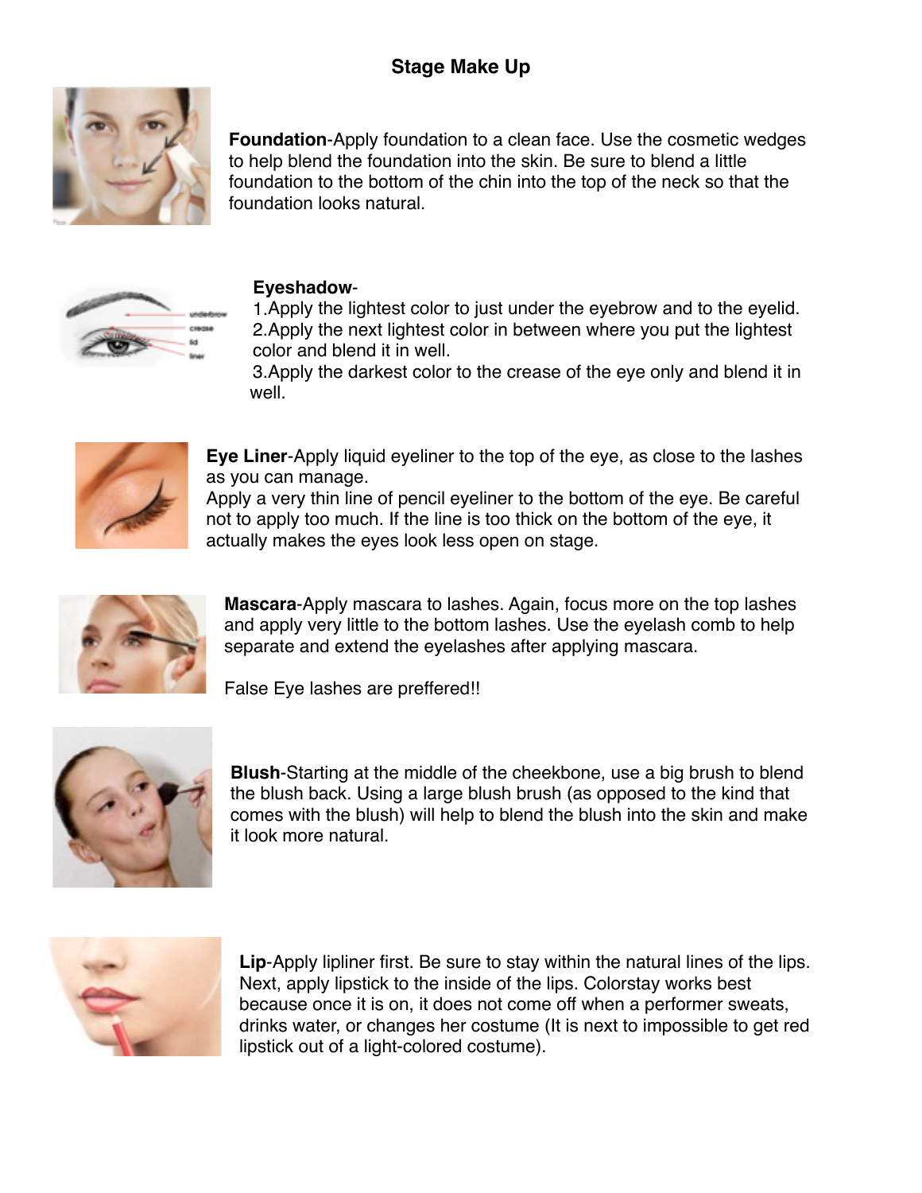# Stage Make Up

**Foundation**-Apply foundation to a clean face. Use the cosmetic wedges to help blend the foundation into the skin. Be sure to blend a little foundation to the bottom of the chin into the top of the neck so that the foundation looks natural.

**Eyeshadow**-

1. Apply the lightest color to just under the eyebrow and to the eyelid.
2. Apply the next lightest color in between where you put the lightest color and blend it in well.
3. Apply the darkest color to the crease of the eye only and blend it in well.

**Eye Liner**-Apply liquid eyeliner to the top of the eye, as close to the lashes as you can manage.
Apply a very thin line of pencil eyeliner to the bottom of the eye. Be careful not to apply too much. If the line is too thick on the bottom of the eye, it actually makes the eyes look less open on stage.

**Mascara**-Apply mascara to lashes. Again, focus more on the top lashes and apply very little to the bottom lashes. Use the eyelash comb to help separate and extend the eyelashes after applying mascara.

False Eye lashes are preffered!!

**Blush**-Starting at the middle of the cheekbone, use a big brush to blend the blush back. Using a large blush brush (as opposed to the kind that comes with the blush) will help to blend the blush into the skin and make it look more natural.

**Lip**-Apply lipliner first. Be sure to stay within the natural lines of the lips. Next, apply lipstick to the inside of the lips. Colorstay works best because once it is on, it does not come off when a performer sweats, drinks water, or changes her costume (It is next to impossible to get red lipstick out of a light-colored costume).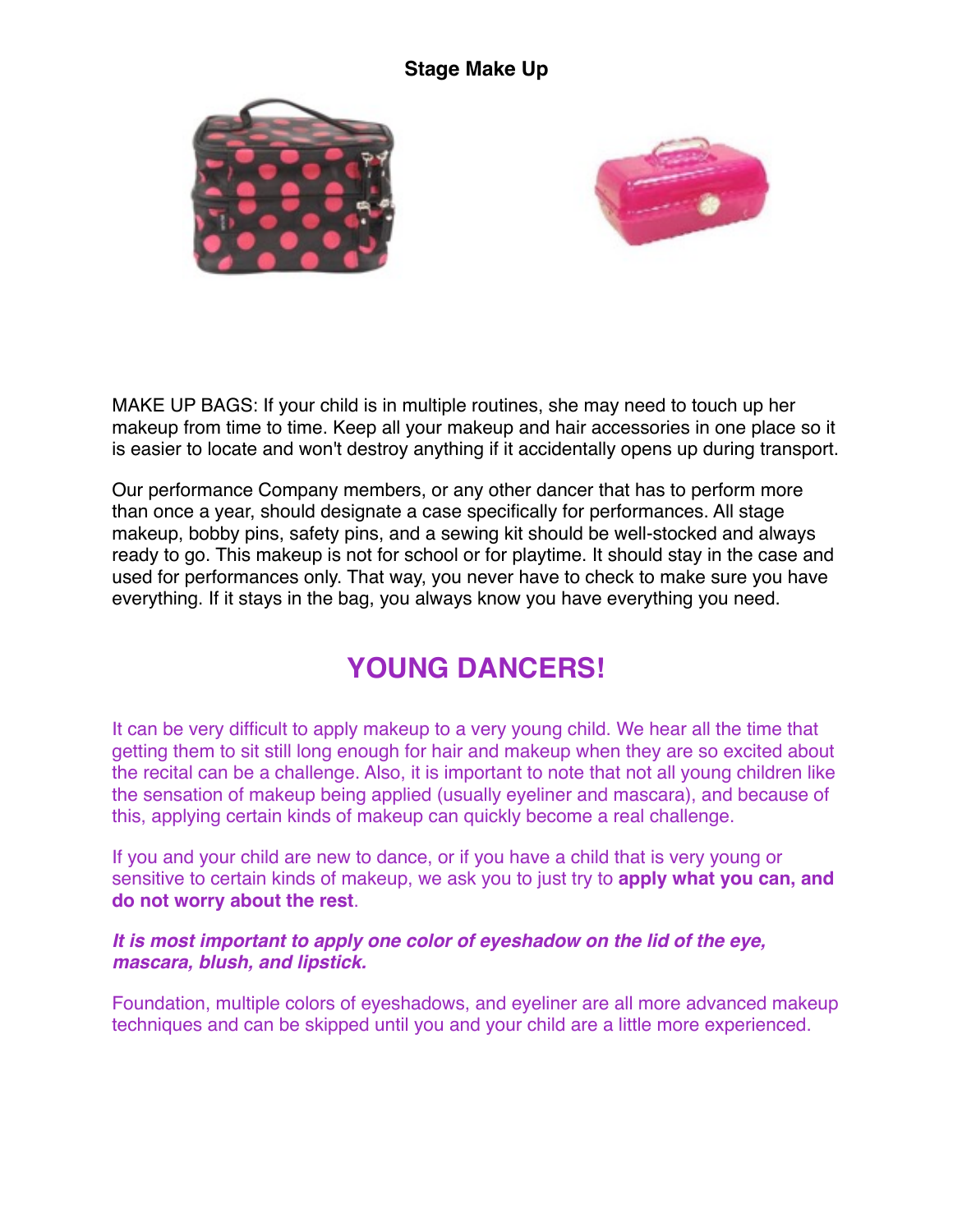# Stage Make Up

MAKE UP BAGS: If your child is in multiple routines, she may need to touch up her makeup from time to time. Keep all your makeup and hair accessories in one place so it is easier to locate and won't destroy anything if it accidentally opens up during transport.

Our performance Company members, or any other dancer that has to perform more than once a year, should designate a case specifically for performances. All stage makeup, bobby pins, safety pins, and a sewing kit should be well-stocked and always ready to go. This makeup is not for school or for playtime. It should stay in the case and used for performances only. That way, you never have to check to make sure you have everything. If it stays in the bag, you always know you have everything you need.

## YOUNG DANCERS!

It can be very difficult to apply makeup to a very young child. We hear all the time that getting them to sit still long enough for hair and makeup when they are so excited about the recital can be a challenge. Also, it is important to note that not all young children like the sensation of makeup being applied (usually eyeliner and mascara), and because of this, applying certain kinds of makeup can quickly become a real challenge.

If you and your child are new to dance, or if you have a child that is very young or sensitive to certain kinds of makeup, we ask you to just try to **apply what you can, and do not worry about the rest**.

***It is most important to apply one color of eyeshadow on the lid of the eye, mascara, blush, and lipstick.***

Foundation, multiple colors of eyeshadows, and eyeliner are all more advanced makeup techniques and can be skipped until you and your child are a little more experienced.